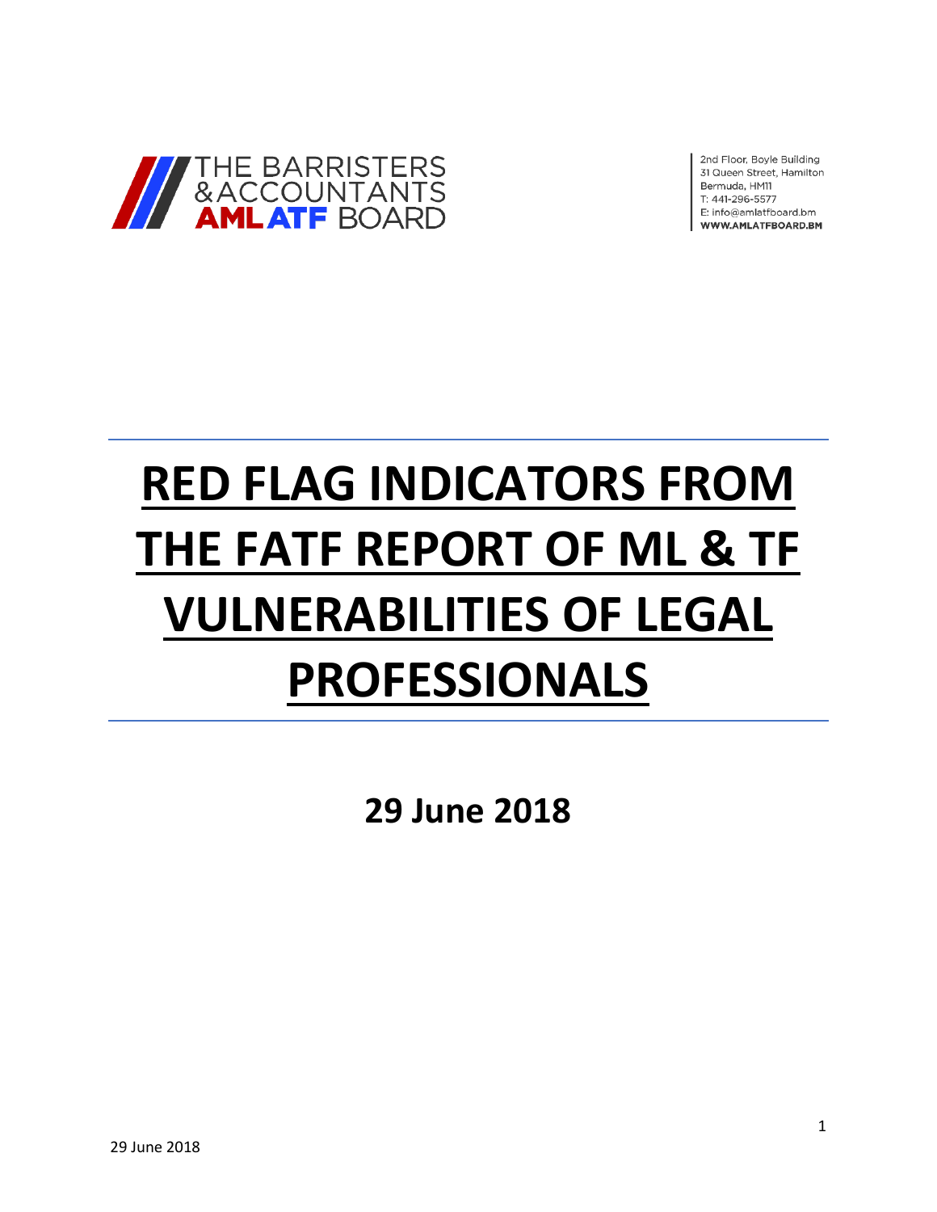THE BARRISTERS & ACCOUNTANTS AML ATF BOARD

2nd Floor, Boyle Building
31 Queen Street, Hamilton
Bermuda, HM11
T: 441-296-5577
E: info@amlatfboard.bm
WWW.AMLATFBOARD.BM

# RED FLAG INDICATORS FROM THE FATF REPORT OF ML & TF VULNERABILITIES OF LEGAL PROFESSIONALS

**29 June 2018**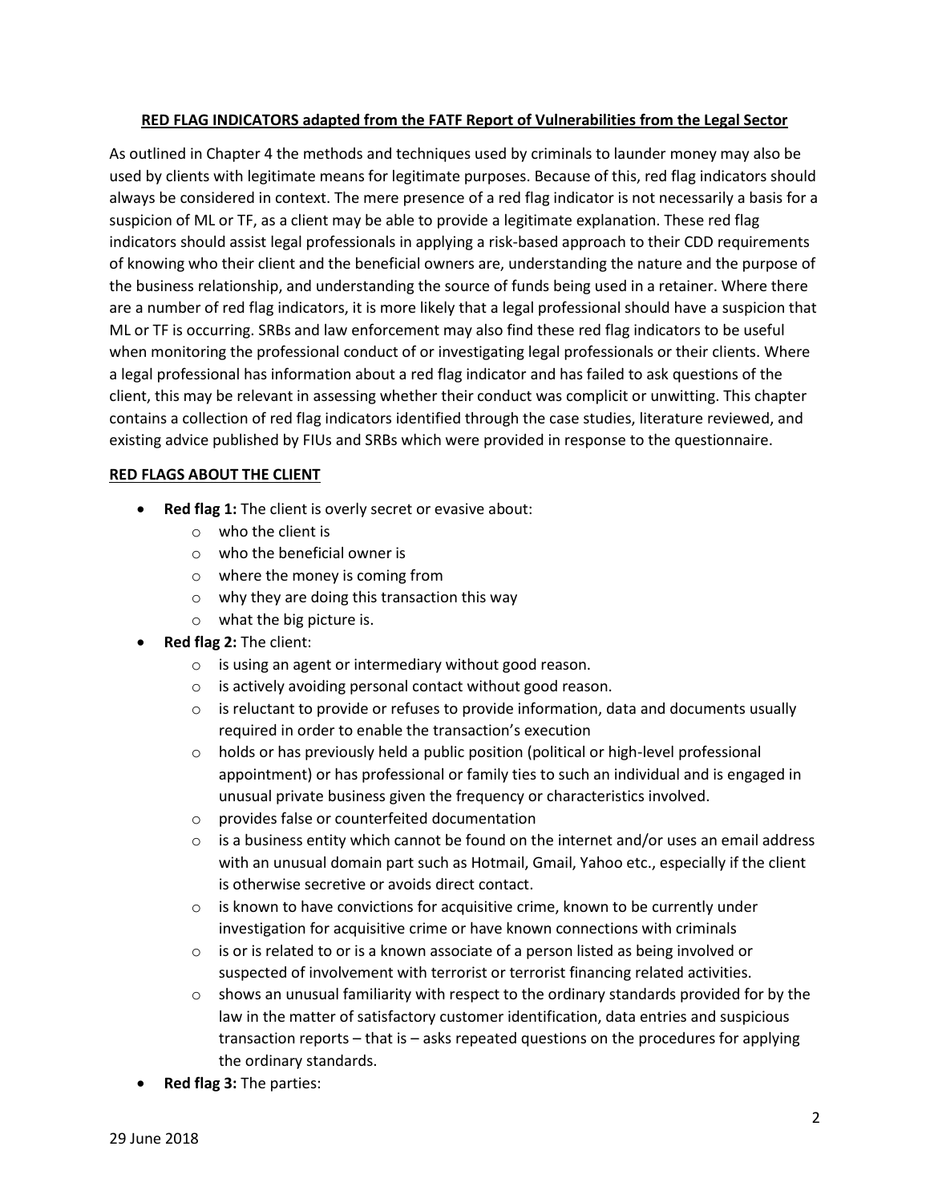**RED FLAG INDICATORS adapted from the FATF Report of Vulnerabilities from the Legal Sector**

As outlined in Chapter 4 the methods and techniques used by criminals to launder money may also be used by clients with legitimate means for legitimate purposes. Because of this, red flag indicators should always be considered in context. The mere presence of a red flag indicator is not necessarily a basis for a suspicion of ML or TF, as a client may be able to provide a legitimate explanation. These red flag indicators should assist legal professionals in applying a risk-based approach to their CDD requirements of knowing who their client and the beneficial owners are, understanding the nature and the purpose of the business relationship, and understanding the source of funds being used in a retainer. Where there are a number of red flag indicators, it is more likely that a legal professional should have a suspicion that ML or TF is occurring. SRBs and law enforcement may also find these red flag indicators to be useful when monitoring the professional conduct of or investigating legal professionals or their clients. Where a legal professional has information about a red flag indicator and has failed to ask questions of the client, this may be relevant in assessing whether their conduct was complicit or unwitting. This chapter contains a collection of red flag indicators identified through the case studies, literature reviewed, and existing advice published by FIUs and SRBs which were provided in response to the questionnaire.

**RED FLAGS ABOUT THE CLIENT**

- **Red flag 1:** The client is overly secret or evasive about:
  - who the client is
  - who the beneficial owner is
  - where the money is coming from
  - why they are doing this transaction this way
  - what the big picture is.
- **Red flag 2:** The client:
  - is using an agent or intermediary without good reason.
  - is actively avoiding personal contact without good reason.
  - is reluctant to provide or refuses to provide information, data and documents usually required in order to enable the transaction's execution
  - holds or has previously held a public position (political or high-level professional appointment) or has professional or family ties to such an individual and is engaged in unusual private business given the frequency or characteristics involved.
  - provides false or counterfeited documentation
  - is a business entity which cannot be found on the internet and/or uses an email address with an unusual domain part such as Hotmail, Gmail, Yahoo etc., especially if the client is otherwise secretive or avoids direct contact.
  - is known to have convictions for acquisitive crime, known to be currently under investigation for acquisitive crime or have known connections with criminals
  - is or is related to or is a known associate of a person listed as being involved or suspected of involvement with terrorist or terrorist financing related activities.
  - shows an unusual familiarity with respect to the ordinary standards provided for by the law in the matter of satisfactory customer identification, data entries and suspicious transaction reports – that is – asks repeated questions on the procedures for applying the ordinary standards.
- **Red flag 3:** The parties:

29 June 2018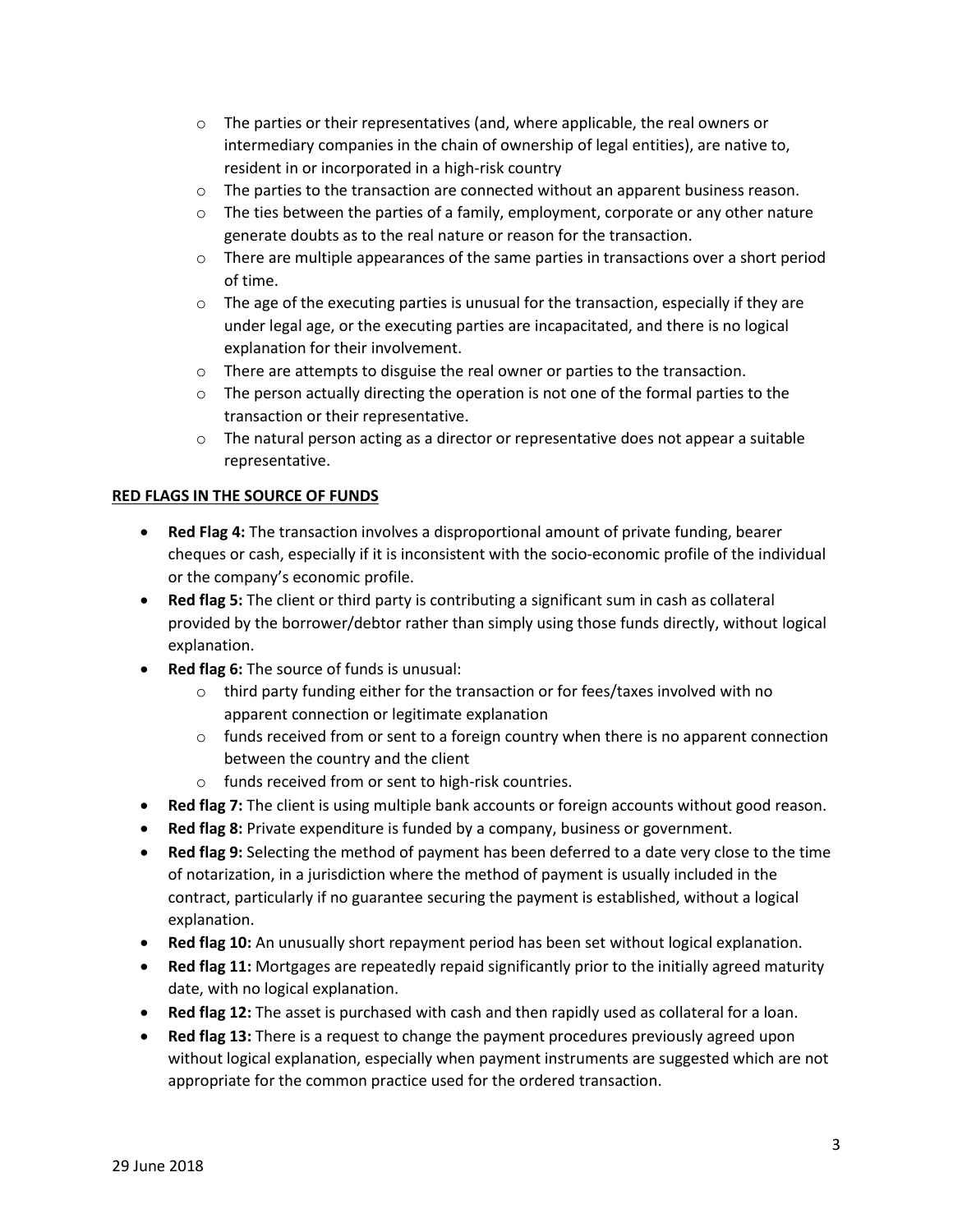- The parties or their representatives (and, where applicable, the real owners or intermediary companies in the chain of ownership of legal entities), are native to, resident in or incorporated in a high-risk country
  - The parties to the transaction are connected without an apparent business reason.
  - The ties between the parties of a family, employment, corporate or any other nature generate doubts as to the real nature or reason for the transaction.
  - There are multiple appearances of the same parties in transactions over a short period of time.
  - The age of the executing parties is unusual for the transaction, especially if they are under legal age, or the executing parties are incapacitated, and there is no logical explanation for their involvement.
  - There are attempts to disguise the real owner or parties to the transaction.
  - The person actually directing the operation is not one of the formal parties to the transaction or their representative.
  - The natural person acting as a director or representative does not appear a suitable representative.

**RED FLAGS IN THE SOURCE OF FUNDS**

- **Red Flag 4:** The transaction involves a disproportional amount of private funding, bearer cheques or cash, especially if it is inconsistent with the socio-economic profile of the individual or the company's economic profile.
- **Red flag 5:** The client or third party is contributing a significant sum in cash as collateral provided by the borrower/debtor rather than simply using those funds directly, without logical explanation.
- **Red flag 6:** The source of funds is unusual:
  - third party funding either for the transaction or for fees/taxes involved with no apparent connection or legitimate explanation
  - funds received from or sent to a foreign country when there is no apparent connection between the country and the client
  - funds received from or sent to high-risk countries.
- **Red flag 7:** The client is using multiple bank accounts or foreign accounts without good reason.
- **Red flag 8:** Private expenditure is funded by a company, business or government.
- **Red flag 9:** Selecting the method of payment has been deferred to a date very close to the time of notarization, in a jurisdiction where the method of payment is usually included in the contract, particularly if no guarantee securing the payment is established, without a logical explanation.
- **Red flag 10:** An unusually short repayment period has been set without logical explanation.
- **Red flag 11:** Mortgages are repeatedly repaid significantly prior to the initially agreed maturity date, with no logical explanation.
- **Red flag 12:** The asset is purchased with cash and then rapidly used as collateral for a loan.
- **Red flag 13:** There is a request to change the payment procedures previously agreed upon without logical explanation, especially when payment instruments are suggested which are not appropriate for the common practice used for the ordered transaction.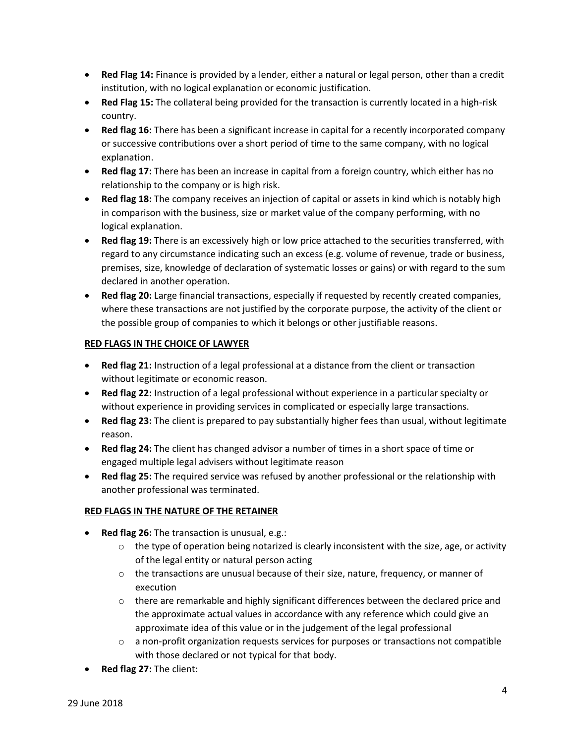- **Red Flag 14:** Finance is provided by a lender, either a natural or legal person, other than a credit institution, with no logical explanation or economic justification.
- **Red Flag 15:** The collateral being provided for the transaction is currently located in a high-risk country.
- **Red flag 16:** There has been a significant increase in capital for a recently incorporated company or successive contributions over a short period of time to the same company, with no logical explanation.
- **Red flag 17:** There has been an increase in capital from a foreign country, which either has no relationship to the company or is high risk.
- **Red flag 18:** The company receives an injection of capital or assets in kind which is notably high in comparison with the business, size or market value of the company performing, with no logical explanation.
- **Red flag 19:** There is an excessively high or low price attached to the securities transferred, with regard to any circumstance indicating such an excess (e.g. volume of revenue, trade or business, premises, size, knowledge of declaration of systematic losses or gains) or with regard to the sum declared in another operation.
- **Red flag 20:** Large financial transactions, especially if requested by recently created companies, where these transactions are not justified by the corporate purpose, the activity of the client or the possible group of companies to which it belongs or other justifiable reasons.

**RED FLAGS IN THE CHOICE OF LAWYER**

- **Red flag 21:** Instruction of a legal professional at a distance from the client or transaction without legitimate or economic reason.
- **Red flag 22:** Instruction of a legal professional without experience in a particular specialty or without experience in providing services in complicated or especially large transactions.
- **Red flag 23:** The client is prepared to pay substantially higher fees than usual, without legitimate reason.
- **Red flag 24:** The client has changed advisor a number of times in a short space of time or engaged multiple legal advisers without legitimate reason
- **Red flag 25:** The required service was refused by another professional or the relationship with another professional was terminated.

**RED FLAGS IN THE NATURE OF THE RETAINER**

- **Red flag 26:** The transaction is unusual, e.g.:
  - the type of operation being notarized is clearly inconsistent with the size, age, or activity of the legal entity or natural person acting
  - the transactions are unusual because of their size, nature, frequency, or manner of execution
  - there are remarkable and highly significant differences between the declared price and the approximate actual values in accordance with any reference which could give an approximate idea of this value or in the judgement of the legal professional
  - a non-profit organization requests services for purposes or transactions not compatible with those declared or not typical for that body.
- **Red flag 27:** The client: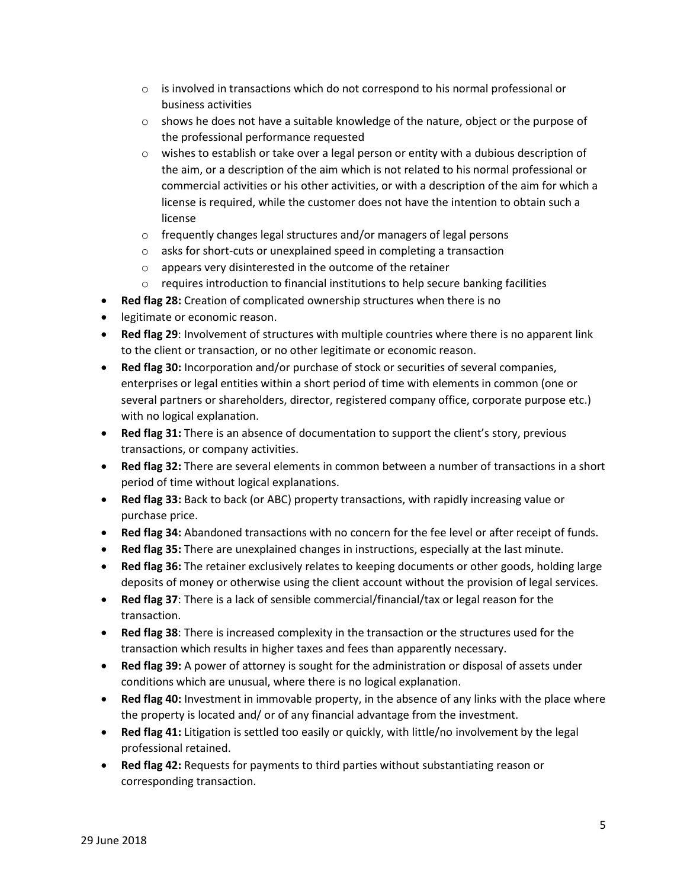- is involved in transactions which do not correspond to his normal professional or business activities
    - shows he does not have a suitable knowledge of the nature, object or the purpose of the professional performance requested
    - wishes to establish or take over a legal person or entity with a dubious description of the aim, or a description of the aim which is not related to his normal professional or commercial activities or his other activities, or with a description of the aim for which a license is required, while the customer does not have the intention to obtain such a license
    - frequently changes legal structures and/or managers of legal persons
    - asks for short-cuts or unexplained speed in completing a transaction
    - appears very disinterested in the outcome of the retainer
    - requires introduction to financial institutions to help secure banking facilities
- **Red flag 28:** Creation of complicated ownership structures when there is no
- legitimate or economic reason.
- **Red flag 29**: Involvement of structures with multiple countries where there is no apparent link to the client or transaction, or no other legitimate or economic reason.
- **Red flag 30:** Incorporation and/or purchase of stock or securities of several companies, enterprises or legal entities within a short period of time with elements in common (one or several partners or shareholders, director, registered company office, corporate purpose etc.) with no logical explanation.
- **Red flag 31:** There is an absence of documentation to support the client's story, previous transactions, or company activities.
- **Red flag 32:** There are several elements in common between a number of transactions in a short period of time without logical explanations.
- **Red flag 33:** Back to back (or ABC) property transactions, with rapidly increasing value or purchase price.
- **Red flag 34:** Abandoned transactions with no concern for the fee level or after receipt of funds.
- **Red flag 35:** There are unexplained changes in instructions, especially at the last minute.
- **Red flag 36:** The retainer exclusively relates to keeping documents or other goods, holding large deposits of money or otherwise using the client account without the provision of legal services.
- **Red flag 37**: There is a lack of sensible commercial/financial/tax or legal reason for the transaction.
- **Red flag 38**: There is increased complexity in the transaction or the structures used for the transaction which results in higher taxes and fees than apparently necessary.
- **Red flag 39:** A power of attorney is sought for the administration or disposal of assets under conditions which are unusual, where there is no logical explanation.
- **Red flag 40:** Investment in immovable property, in the absence of any links with the place where the property is located and/ or of any financial advantage from the investment.
- **Red flag 41:** Litigation is settled too easily or quickly, with little/no involvement by the legal professional retained.
- **Red flag 42:** Requests for payments to third parties without substantiating reason or corresponding transaction.

29 June 2018